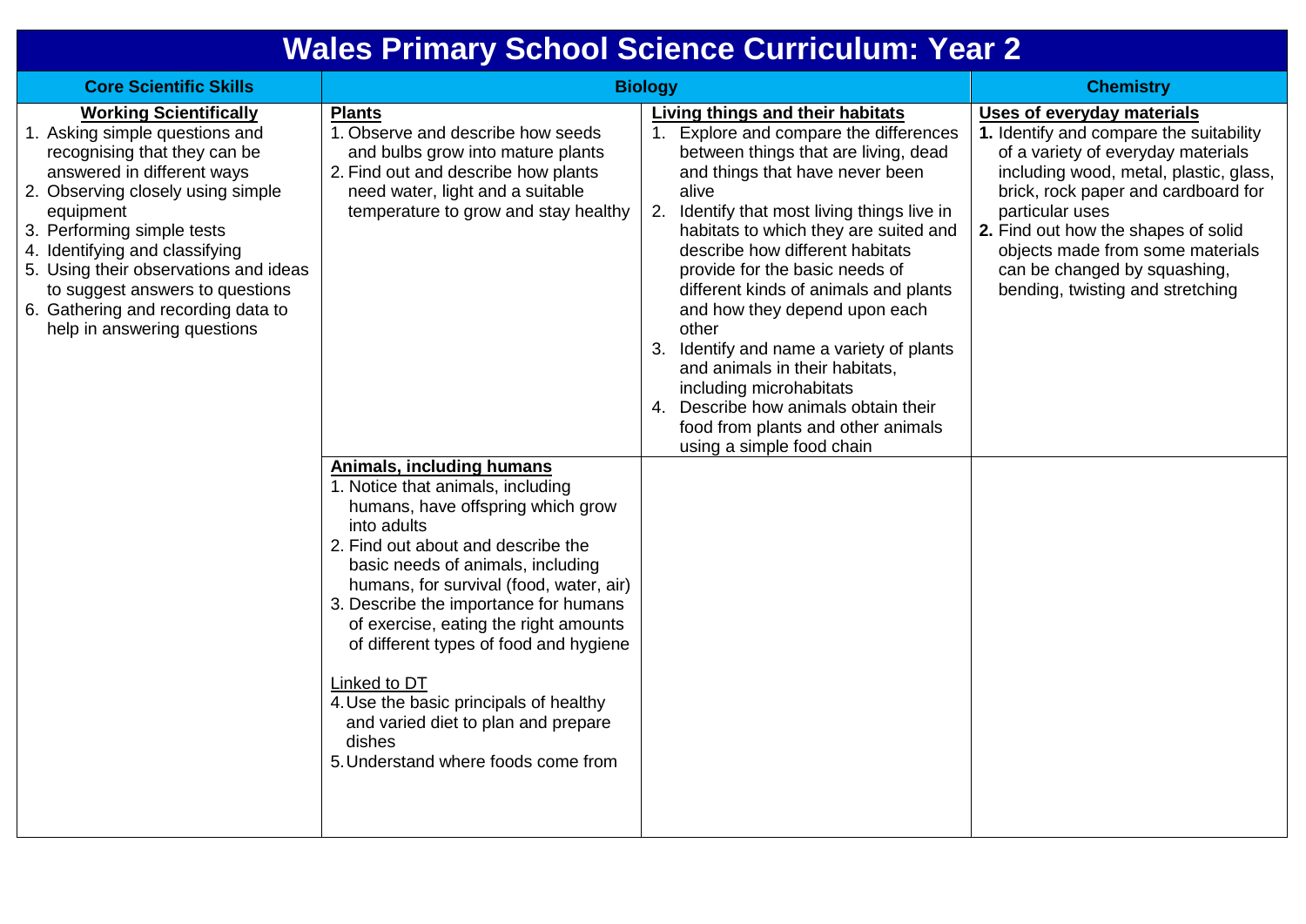# Wales Primary School Science Curriculum: Year 2

| Core Scientific Skills | Biology | | Chemistry |
|---|---|---|---|
| **Working Scientifically**<br>1. Asking simple questions and recognising that they can be answered in different ways<br>2. Observing closely using simple equipment<br>3. Performing simple tests<br>4. Identifying and classifying<br>5. Using their observations and ideas to suggest answers to questions<br>6. Gathering and recording data to help in answering questions | **Plants**<br>1. Observe and describe how seeds and bulbs grow into mature plants<br>2. Find out and describe how plants need water, light and a suitable temperature to grow and stay healthy | **Living things and their habitats**<br>1. Explore and compare the differences between things that are living, dead and things that have never been alive<br>2. Identify that most living things live in habitats to which they are suited and describe how different habitats provide for the basic needs of different kinds of animals and plants and how they depend upon each other<br>3. Identify and name a variety of plants and animals in their habitats, including microhabitats<br>4. Describe how animals obtain their food from plants and other animals using a simple food chain | **Uses of everyday materials**<br>**1.** Identify and compare the suitability of a variety of everyday materials including wood, metal, plastic, glass, brick, rock paper and cardboard for particular uses<br>**2.** Find out how the shapes of solid objects made from some materials can be changed by squashing, bending, twisting and stretching |
| | **Animals, including humans**<br>1. Notice that animals, including humans, have offspring which grow into adults<br>2. Find out about and describe the basic needs of animals, including humans, for survival (food, water, air)<br>3. Describe the importance for humans of exercise, eating the right amounts of different types of food and hygiene<br><br>Linked to DT<br>4. Use the basic principals of healthy and varied diet to plan and prepare dishes<br>5. Understand where foods come from | | |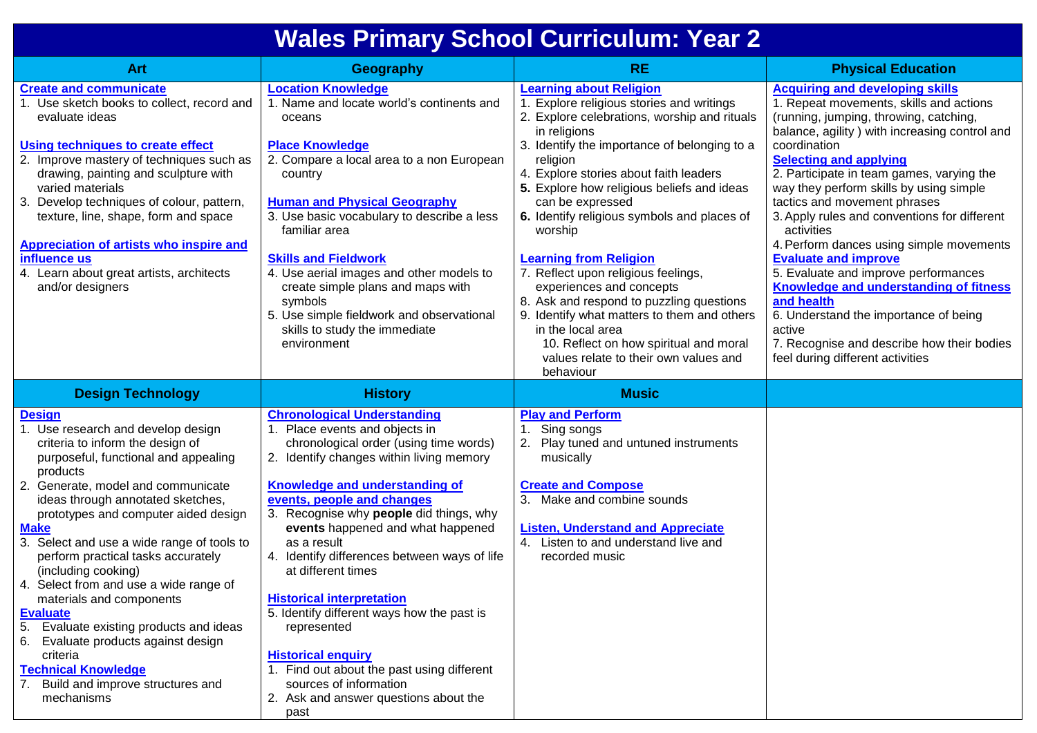# Wales Primary School Curriculum: Year 2

| Art | Geography | RE | Physical Education |
|---|---|---|---|
| **Create and communicate**<br>1. Use sketch books to collect, record and evaluate ideas<br><br>**Using techniques to create effect**<br>2. Improve mastery of techniques such as drawing, painting and sculpture with varied materials<br>3. Develop techniques of colour, pattern, texture, line, shape, form and space<br><br>**Appreciation of artists who inspire and influence us**<br>4. Learn about great artists, architects and/or designers | **Location Knowledge**<br>1. Name and locate world's continents and oceans<br><br>**Place Knowledge**<br>2. Compare a local area to a non European country<br><br>**Human and Physical Geography**<br>3. Use basic vocabulary to describe a less familiar area<br><br>**Skills and Fieldwork**<br>4. Use aerial images and other models to create simple plans and maps with symbols<br>5. Use simple fieldwork and observational skills to study the immediate environment | **Learning about Religion**<br>1. Explore religious stories and writings<br>2. Explore celebrations, worship and rituals in religions<br>3. Identify the importance of belonging to a religion<br>4. Explore stories about faith leaders<br>**5.** Explore how religious beliefs and ideas can be expressed<br>**6.** Identify religious symbols and places of worship<br><br>**Learning from Religion**<br>7. Reflect upon religious feelings, experiences and concepts<br>8. Ask and respond to puzzling questions<br>9. Identify what matters to them and others in the local area<br>10. Reflect on how spiritual and moral values relate to their own values and behaviour | **Acquiring and developing skills**<br>1. Repeat movements, skills and actions (running, jumping, throwing, catching, balance, agility ) with increasing control and coordination<br>**Selecting and applying**<br>2. Participate in team games, varying the way they perform skills by using simple tactics and movement phrases<br>3. Apply rules and conventions for different activities<br>4. Perform dances using simple movements<br>**Evaluate and improve**<br>5. Evaluate and improve performances<br>**Knowledge and understanding of fitness and health**<br>6. Understand the importance of being active<br>7. Recognise and describe how their bodies feel during different activities |
| **Design Technology** | **History** | **Music** | |
| **Design**<br>1. Use research and develop design criteria to inform the design of purposeful, functional and appealing products<br>2. Generate, model and communicate ideas through annotated sketches, prototypes and computer aided design<br>**Make**<br>3. Select and use a wide range of tools to perform practical tasks accurately (including cooking)<br>4. Select from and use a wide range of materials and components<br>**Evaluate**<br>5. Evaluate existing products and ideas<br>6. Evaluate products against design criteria<br>**Technical Knowledge**<br>7. Build and improve structures and mechanisms | **Chronological Understanding**<br>1. Place events and objects in chronological order (using time words)<br>2. Identify changes within living memory<br><br>**Knowledge and understanding of events, people and changes**<br>3. Recognise why **people** did things, why **events** happened and what happened as a result<br>4. Identify differences between ways of life at different times<br><br>**Historical interpretation**<br>5. Identify different ways how the past is represented<br><br>**Historical enquiry**<br>1. Find out about the past using different sources of information<br>2. Ask and answer questions about the past | **Play and Perform**<br>1. Sing songs<br>2. Play tuned and untuned instruments musically<br><br>**Create and Compose**<br>3. Make and combine sounds<br><br>**Listen, Understand and Appreciate**<br>4. Listen to and understand live and recorded music | |